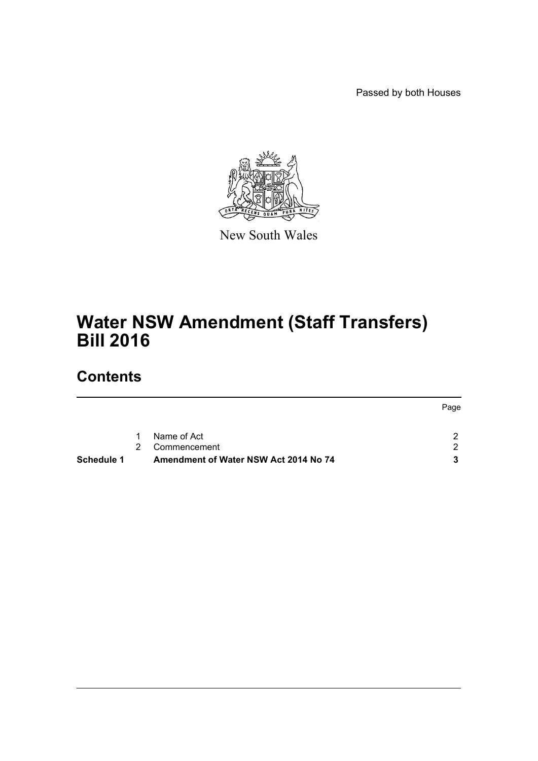Passed by both Houses

New South Wales

# Water NSW Amendment (Staff Transfers) Bill 2016

## Contents

| | | | Page |
|---|---|---|---|
| | 1 | Name of Act | 2 |
| | 2 | Commencement | 2 |
| **Schedule 1** | | **Amendment of Water NSW Act 2014 No 74** | **3** |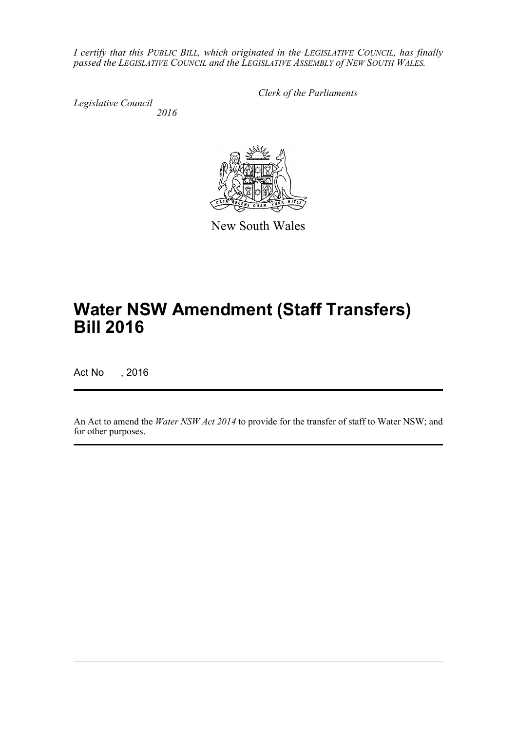*I certify that this PUBLIC BILL, which originated in the LEGISLATIVE COUNCIL, has finally passed the LEGISLATIVE COUNCIL and the LEGISLATIVE ASSEMBLY of NEW SOUTH WALES.*

*Clerk of the Parliaments*

*Legislative Council*
*2016*

New South Wales

# Water NSW Amendment (Staff Transfers) Bill 2016

Act No , 2016

An Act to amend the *Water NSW Act 2014* to provide for the transfer of staff to Water NSW; and for other purposes.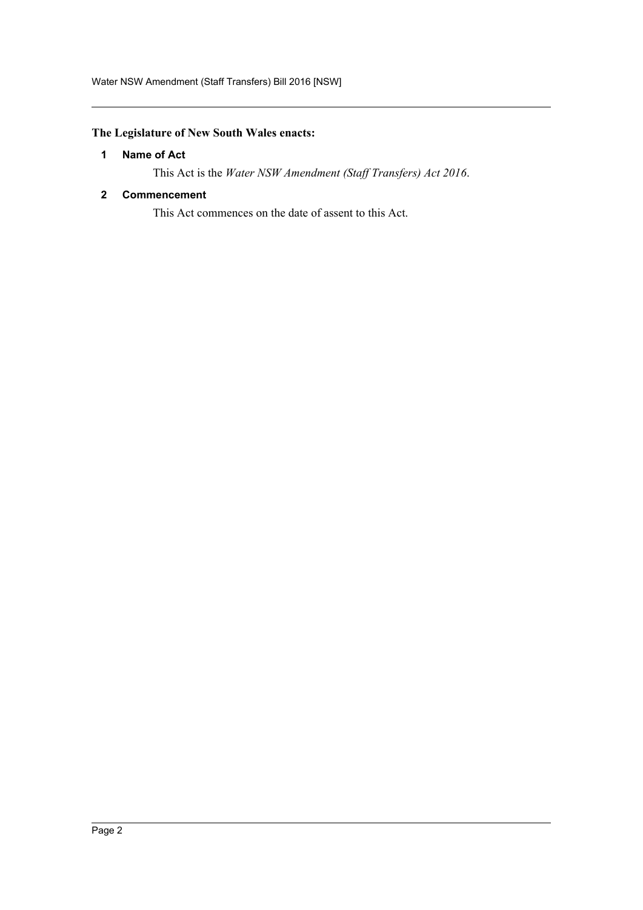**The Legislature of New South Wales enacts:**

## 1 Name of Act

This Act is the *Water NSW Amendment (Staff Transfers) Act 2016*.

## 2 Commencement

This Act commences on the date of assent to this Act.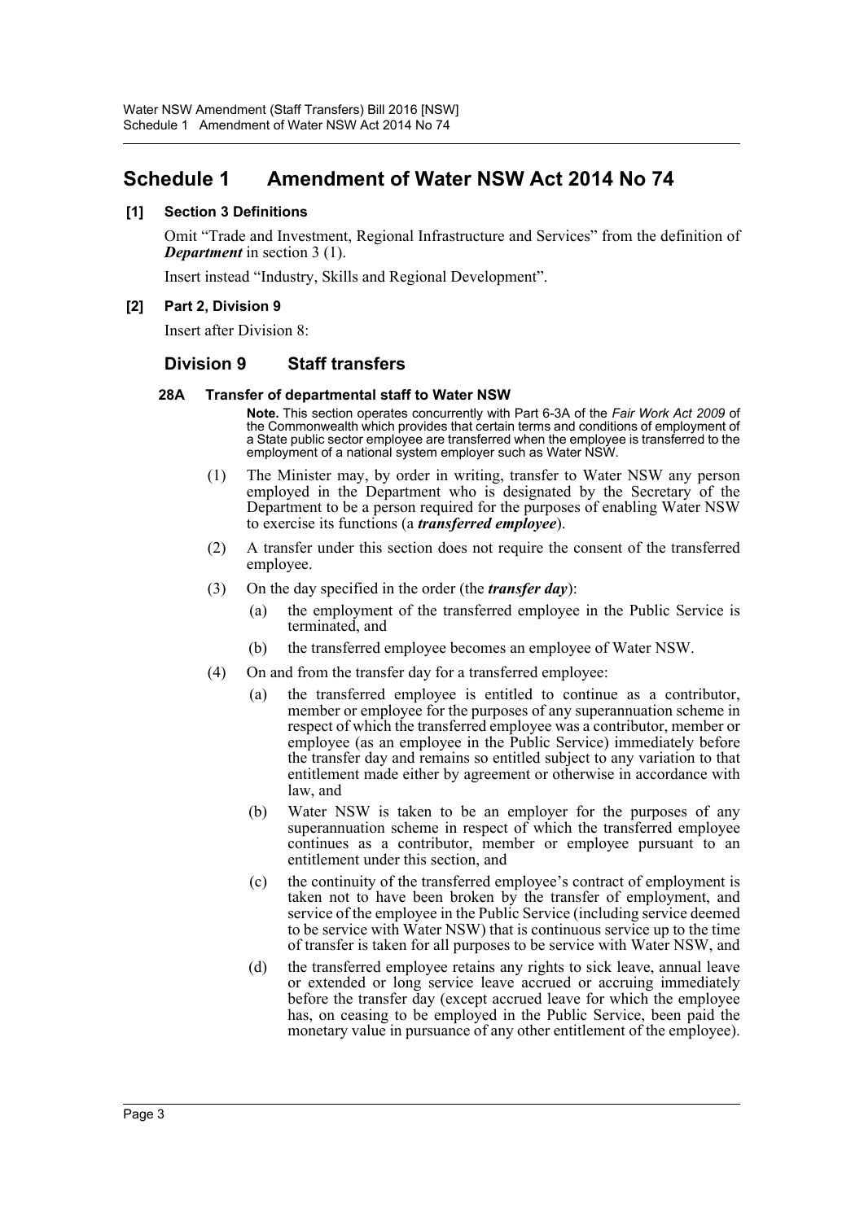# Schedule 1 Amendment of Water NSW Act 2014 No 74

**[1] Section 3 Definitions**

Omit "Trade and Investment, Regional Infrastructure and Services" from the definition of ***Department*** in section 3 (1).

Insert instead "Industry, Skills and Regional Development".

**[2] Part 2, Division 9**

Insert after Division 8:

## Division 9 Staff transfers

**28A Transfer of departmental staff to Water NSW**

**Note.** This section operates concurrently with Part 6-3A of the *Fair Work Act 2009* of the Commonwealth which provides that certain terms and conditions of employment of a State public sector employee are transferred when the employee is transferred to the employment of a national system employer such as Water NSW.

(1) The Minister may, by order in writing, transfer to Water NSW any person employed in the Department who is designated by the Secretary of the Department to be a person required for the purposes of enabling Water NSW to exercise its functions (a ***transferred employee***).

(2) A transfer under this section does not require the consent of the transferred employee.

(3) On the day specified in the order (the ***transfer day***):

(a) the employment of the transferred employee in the Public Service is terminated, and

(b) the transferred employee becomes an employee of Water NSW.

(4) On and from the transfer day for a transferred employee:

(a) the transferred employee is entitled to continue as a contributor, member or employee for the purposes of any superannuation scheme in respect of which the transferred employee was a contributor, member or employee (as an employee in the Public Service) immediately before the transfer day and remains so entitled subject to any variation to that entitlement made either by agreement or otherwise in accordance with law, and

(b) Water NSW is taken to be an employer for the purposes of any superannuation scheme in respect of which the transferred employee continues as a contributor, member or employee pursuant to an entitlement under this section, and

(c) the continuity of the transferred employee's contract of employment is taken not to have been broken by the transfer of employment, and service of the employee in the Public Service (including service deemed to be service with Water NSW) that is continuous service up to the time of transfer is taken for all purposes to be service with Water NSW, and

(d) the transferred employee retains any rights to sick leave, annual leave or extended or long service leave accrued or accruing immediately before the transfer day (except accrued leave for which the employee has, on ceasing to be employed in the Public Service, been paid the monetary value in pursuance of any other entitlement of the employee).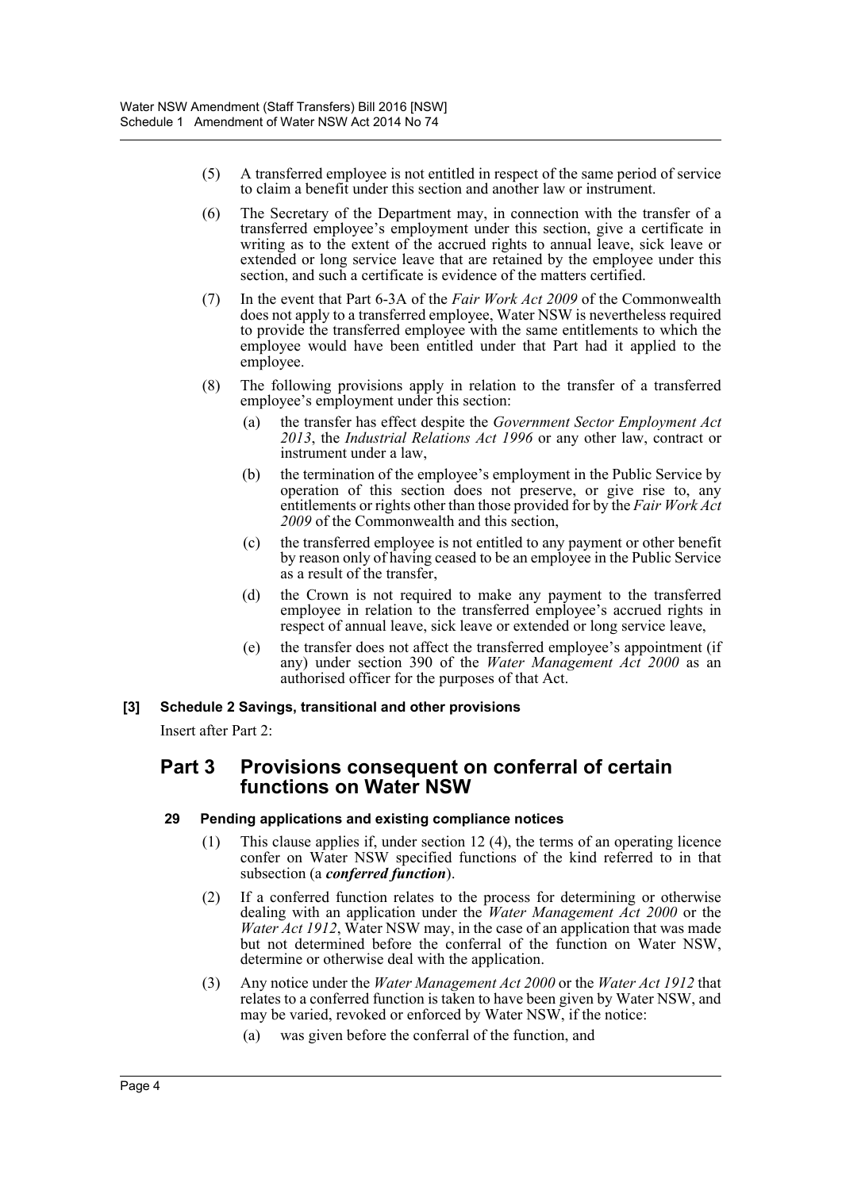(5) A transferred employee is not entitled in respect of the same period of service to claim a benefit under this section and another law or instrument.

(6) The Secretary of the Department may, in connection with the transfer of a transferred employee's employment under this section, give a certificate in writing as to the extent of the accrued rights to annual leave, sick leave or extended or long service leave that are retained by the employee under this section, and such a certificate is evidence of the matters certified.

(7) In the event that Part 6-3A of the *Fair Work Act 2009* of the Commonwealth does not apply to a transferred employee, Water NSW is nevertheless required to provide the transferred employee with the same entitlements to which the employee would have been entitled under that Part had it applied to the employee.

(8) The following provisions apply in relation to the transfer of a transferred employee's employment under this section:

(a) the transfer has effect despite the *Government Sector Employment Act 2013*, the *Industrial Relations Act 1996* or any other law, contract or instrument under a law,

(b) the termination of the employee's employment in the Public Service by operation of this section does not preserve, or give rise to, any entitlements or rights other than those provided for by the *Fair Work Act 2009* of the Commonwealth and this section,

(c) the transferred employee is not entitled to any payment or other benefit by reason only of having ceased to be an employee in the Public Service as a result of the transfer,

(d) the Crown is not required to make any payment to the transferred employee in relation to the transferred employee's accrued rights in respect of annual leave, sick leave or extended or long service leave,

(e) the transfer does not affect the transferred employee's appointment (if any) under section 390 of the *Water Management Act 2000* as an authorised officer for the purposes of that Act.

**[3] Schedule 2 Savings, transitional and other provisions**

Insert after Part 2:

## Part 3 Provisions consequent on conferral of certain functions on Water NSW

**29 Pending applications and existing compliance notices**

(1) This clause applies if, under section 12 (4), the terms of an operating licence confer on Water NSW specified functions of the kind referred to in that subsection (a ***conferred function***).

(2) If a conferred function relates to the process for determining or otherwise dealing with an application under the *Water Management Act 2000* or the *Water Act 1912*, Water NSW may, in the case of an application that was made but not determined before the conferral of the function on Water NSW, determine or otherwise deal with the application.

(3) Any notice under the *Water Management Act 2000* or the *Water Act 1912* that relates to a conferred function is taken to have been given by Water NSW, and may be varied, revoked or enforced by Water NSW, if the notice:

(a) was given before the conferral of the function, and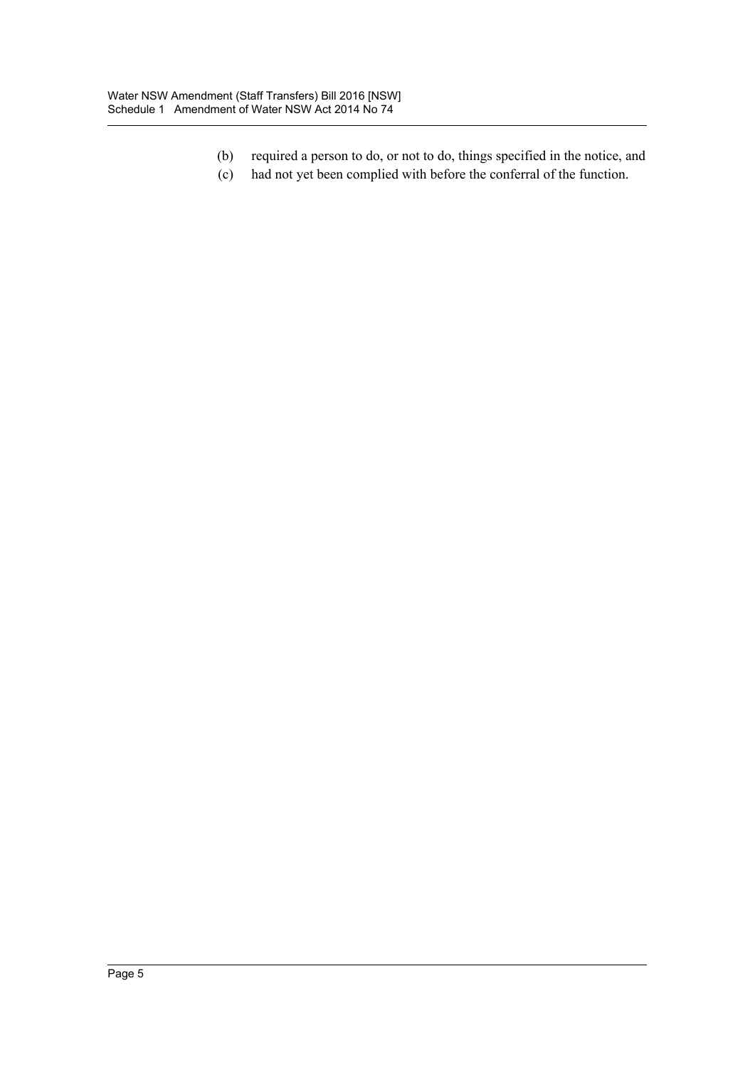(b) required a person to do, or not to do, things specified in the notice, and

(c) had not yet been complied with before the conferral of the function.